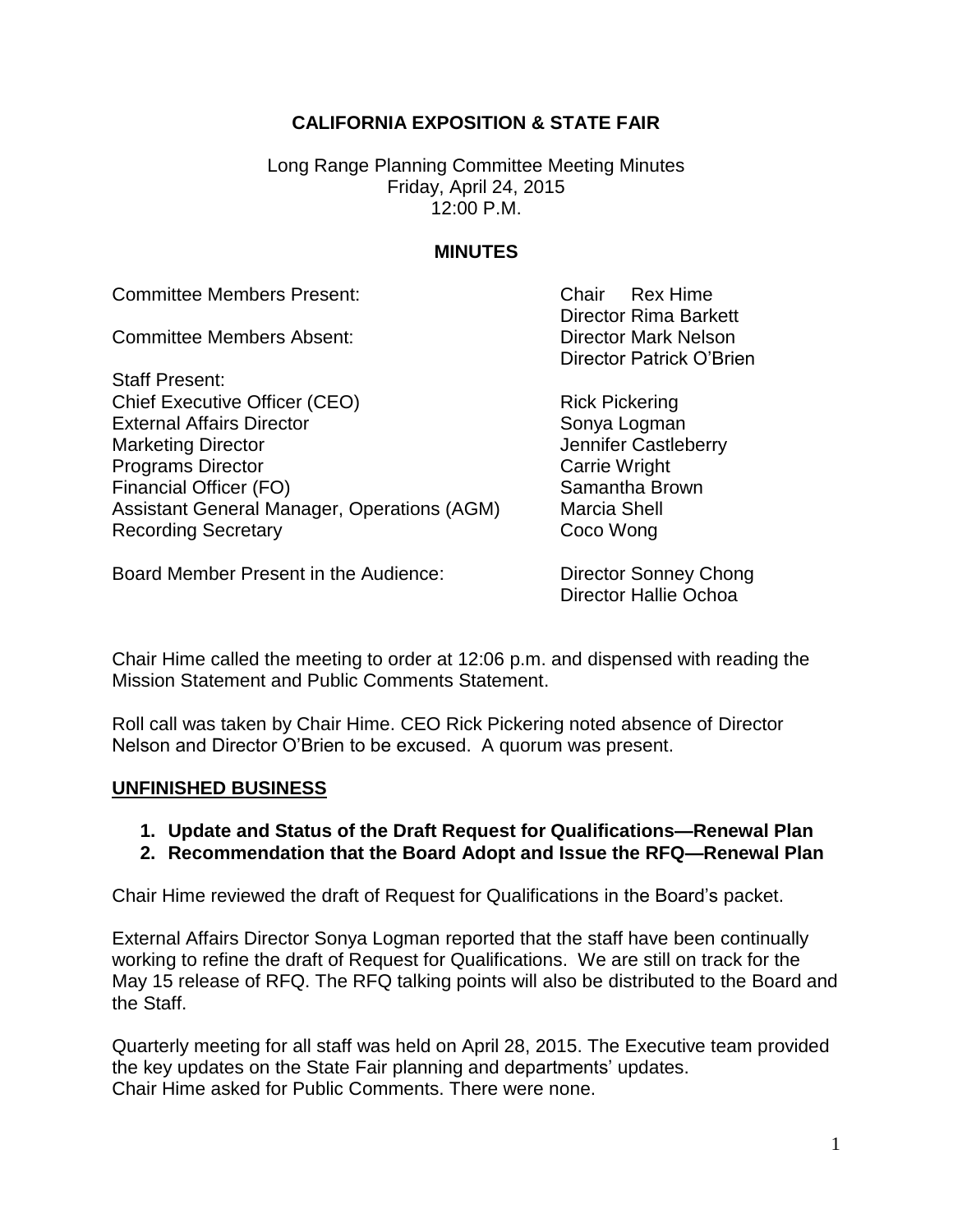**CALIFORNIA EXPOSITION & STATE FAIR**

Long Range Planning Committee Meeting Minutes
Friday, April 24, 2015
12:00 P.M.

**MINUTES**

| | |
|---|---|
| Committee Members Present: | Chair Rex Hime |
| | Director Rima Barkett |
| Committee Members Absent: | Director Mark Nelson |
| | Director Patrick O'Brien |
| Staff Present: | |
| Chief Executive Officer (CEO) | Rick Pickering |
| External Affairs Director | Sonya Logman |
| Marketing Director | Jennifer Castleberry |
| Programs Director | Carrie Wright |
| Financial Officer (FO) | Samantha Brown |
| Assistant General Manager, Operations (AGM) | Marcia Shell |
| Recording Secretary | Coco Wong |
| Board Member Present in the Audience: | Director Sonney Chong |
| | Director Hallie Ochoa |

Chair Hime called the meeting to order at 12:06 p.m. and dispensed with reading the Mission Statement and Public Comments Statement.

Roll call was taken by Chair Hime. CEO Rick Pickering noted absence of Director Nelson and Director O'Brien to be excused. A quorum was present.

**UNFINISHED BUSINESS**

1. **Update and Status of the Draft Request for Qualifications—Renewal Plan**
2. **Recommendation that the Board Adopt and Issue the RFQ—Renewal Plan**

Chair Hime reviewed the draft of Request for Qualifications in the Board's packet.

External Affairs Director Sonya Logman reported that the staff have been continually working to refine the draft of Request for Qualifications. We are still on track for the May 15 release of RFQ. The RFQ talking points will also be distributed to the Board and the Staff.

Quarterly meeting for all staff was held on April 28, 2015. The Executive team provided the key updates on the State Fair planning and departments' updates.
Chair Hime asked for Public Comments. There were none.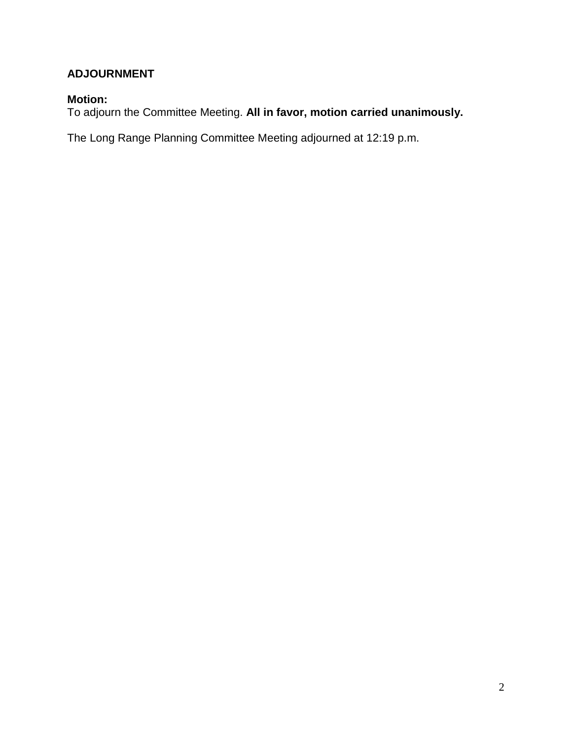## ADJOURNMENT

**Motion:**
To adjourn the Committee Meeting. **All in favor, motion carried unanimously.**

The Long Range Planning Committee Meeting adjourned at 12:19 p.m.